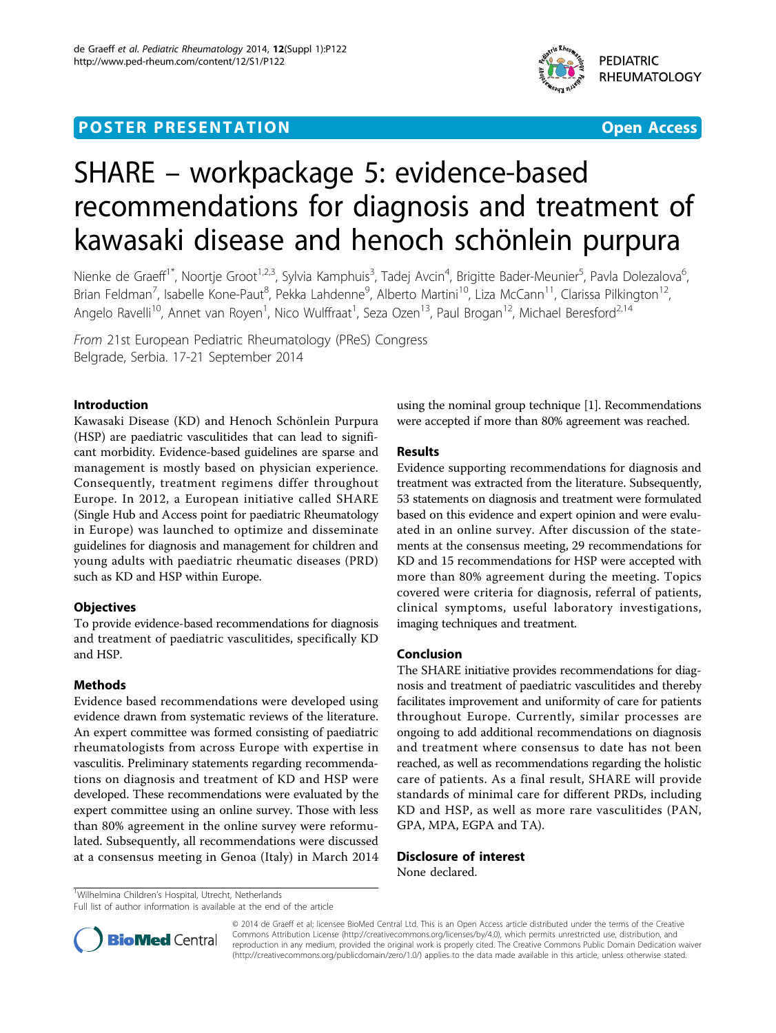**POSTER PRESENTATION** **Open Access**

# SHARE – workpackage 5: evidence-based recommendations for diagnosis and treatment of kawasaki disease and henoch schönlein purpura

Nienke de Graeff[1*], Noortje Groot[1,2,3], Sylvia Kamphuis[3], Tadej Avcin[4], Brigitte Bader-Meunier[5], Pavla Dolezalova[6], Brian Feldman[7], Isabelle Kone-Paut[8], Pekka Lahdenne[9], Alberto Martini[10], Liza McCann[11], Clarissa Pilkington[12], Angelo Ravelli[10], Annet van Royen[1], Nico Wulffraat[1], Seza Ozen[13], Paul Brogan[12], Michael Beresford[2,14]

*From* 21st European Pediatric Rheumatology (PReS) Congress
Belgrade, Serbia. 17-21 September 2014

## Introduction

Kawasaki Disease (KD) and Henoch Schönlein Purpura (HSP) are paediatric vasculitides that can lead to significant morbidity. Evidence-based guidelines are sparse and management is mostly based on physician experience. Consequently, treatment regimens differ throughout Europe. In 2012, a European initiative called SHARE (Single Hub and Access point for paediatric Rheumatology in Europe) was launched to optimize and disseminate guidelines for diagnosis and management for children and young adults with paediatric rheumatic diseases (PRD) such as KD and HSP within Europe.

## Objectives

To provide evidence-based recommendations for diagnosis and treatment of paediatric vasculitides, specifically KD and HSP.

## Methods

Evidence based recommendations were developed using evidence drawn from systematic reviews of the literature. An expert committee was formed consisting of paediatric rheumatologists from across Europe with expertise in vasculitis. Preliminary statements regarding recommendations on diagnosis and treatment of KD and HSP were developed. These recommendations were evaluated by the expert committee using an online survey. Those with less than 80% agreement in the online survey were reformulated. Subsequently, all recommendations were discussed at a consensus meeting in Genoa (Italy) in March 2014 using the nominal group technique [1]. Recommendations were accepted if more than 80% agreement was reached.

## Results

Evidence supporting recommendations for diagnosis and treatment was extracted from the literature. Subsequently, 53 statements on diagnosis and treatment were formulated based on this evidence and expert opinion and were evaluated in an online survey. After discussion of the statements at the consensus meeting, 29 recommendations for KD and 15 recommendations for HSP were accepted with more than 80% agreement during the meeting. Topics covered were criteria for diagnosis, referral of patients, clinical symptoms, useful laboratory investigations, imaging techniques and treatment.

## Conclusion

The SHARE initiative provides recommendations for diagnosis and treatment of paediatric vasculitides and thereby facilitates improvement and uniformity of care for patients throughout Europe. Currently, similar processes are ongoing to add additional recommendations on diagnosis and treatment where consensus to date has not been reached, as well as recommendations regarding the holistic care of patients. As a final result, SHARE will provide standards of minimal care for different PRDs, including KD and HSP, as well as more rare vasculitides (PAN, GPA, MPA, EGPA and TA).

## Disclosure of interest

None declared.

[1]Wilhelmina Children's Hospital, Utrecht, Netherlands
Full list of author information is available at the end of the article

© 2014 de Graeff et al; licensee BioMed Central Ltd. This is an Open Access article distributed under the terms of the Creative Commons Attribution License (http://creativecommons.org/licenses/by/4.0), which permits unrestricted use, distribution, and reproduction in any medium, provided the original work is properly cited. The Creative Commons Public Domain Dedication waiver (http://creativecommons.org/publicdomain/zero/1.0/) applies to the data made available in this article, unless otherwise stated.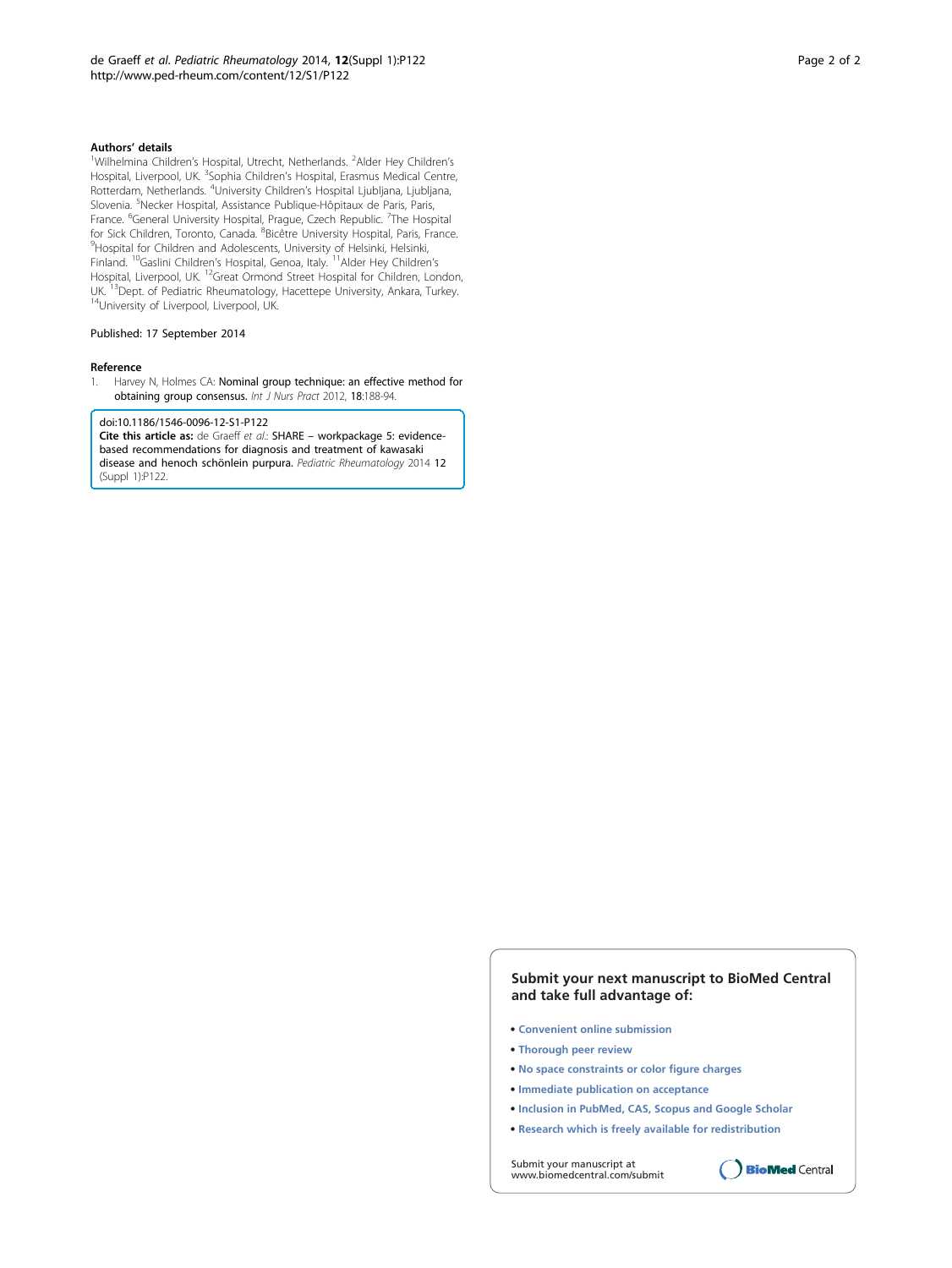#### Authors' details

[1]Wilhelmina Children's Hospital, Utrecht, Netherlands. [2]Alder Hey Children's Hospital, Liverpool, UK. [3]Sophia Children's Hospital, Erasmus Medical Centre, Rotterdam, Netherlands. [4]University Children's Hospital Ljubljana, Ljubljana, Slovenia. [5]Necker Hospital, Assistance Publique-Hôpitaux de Paris, Paris, France. [6]General University Hospital, Prague, Czech Republic. [7]The Hospital for Sick Children, Toronto, Canada. [8]Bicêtre University Hospital, Paris, France. [9]Hospital for Children and Adolescents, University of Helsinki, Helsinki, Finland. [10]Gaslini Children's Hospital, Genoa, Italy. [11]Alder Hey Children's Hospital, Liverpool, UK. [12]Great Ormond Street Hospital for Children, London, UK. [13]Dept. of Pediatric Rheumatology, Hacettepe University, Ankara, Turkey. [14]University of Liverpool, Liverpool, UK.

Published: 17 September 2014

#### Reference

1. Harvey N, Holmes CA: **Nominal group technique: an effective method for obtaining group consensus.** *Int J Nurs Pract* 2012, **18**:188-94.

doi:10.1186/1546-0096-12-S1-P122
**Cite this article as:** de Graeff *et al.*: SHARE – workpackage 5: evidence-based recommendations for diagnosis and treatment of kawasaki disease and henoch schönlein purpura. *Pediatric Rheumatology* 2014 12 (Suppl 1):P122.

**Submit your next manuscript to BioMed Central and take full advantage of:**

- **Convenient online submission**
- **Thorough peer review**
- **No space constraints or color figure charges**
- **Immediate publication on acceptance**
- **Inclusion in PubMed, CAS, Scopus and Google Scholar**
- **Research which is freely available for redistribution**

Submit your manuscript at www.biomedcentral.com/submit

BioMed Central